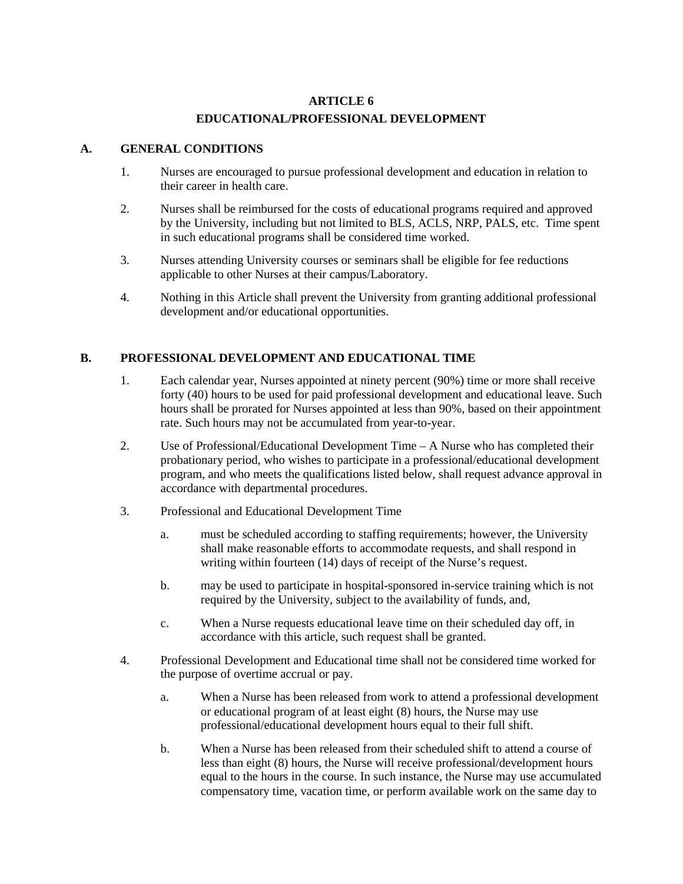# ARTICLE 6
## EDUCATIONAL/PROFESSIONAL DEVELOPMENT

### A. GENERAL CONDITIONS

1. Nurses are encouraged to pursue professional development and education in relation to their career in health care.

2. Nurses shall be reimbursed for the costs of educational programs required and approved by the University, including but not limited to BLS, ACLS, NRP, PALS, etc. Time spent in such educational programs shall be considered time worked.

3. Nurses attending University courses or seminars shall be eligible for fee reductions applicable to other Nurses at their campus/Laboratory.

4. Nothing in this Article shall prevent the University from granting additional professional development and/or educational opportunities.

### B. PROFESSIONAL DEVELOPMENT AND EDUCATIONAL TIME

1. Each calendar year, Nurses appointed at ninety percent (90%) time or more shall receive forty (40) hours to be used for paid professional development and educational leave. Such hours shall be prorated for Nurses appointed at less than 90%, based on their appointment rate. Such hours may not be accumulated from year-to-year.

2. Use of Professional/Educational Development Time – A Nurse who has completed their probationary period, who wishes to participate in a professional/educational development program, and who meets the qualifications listed below, shall request advance approval in accordance with departmental procedures.

3. Professional and Educational Development Time

   a. must be scheduled according to staffing requirements; however, the University shall make reasonable efforts to accommodate requests, and shall respond in writing within fourteen (14) days of receipt of the Nurse's request.

   b. may be used to participate in hospital-sponsored in-service training which is not required by the University, subject to the availability of funds, and,

   c. When a Nurse requests educational leave time on their scheduled day off, in accordance with this article, such request shall be granted.

4. Professional Development and Educational time shall not be considered time worked for the purpose of overtime accrual or pay.

   a. When a Nurse has been released from work to attend a professional development or educational program of at least eight (8) hours, the Nurse may use professional/educational development hours equal to their full shift.

   b. When a Nurse has been released from their scheduled shift to attend a course of less than eight (8) hours, the Nurse will receive professional/development hours equal to the hours in the course. In such instance, the Nurse may use accumulated compensatory time, vacation time, or perform available work on the same day to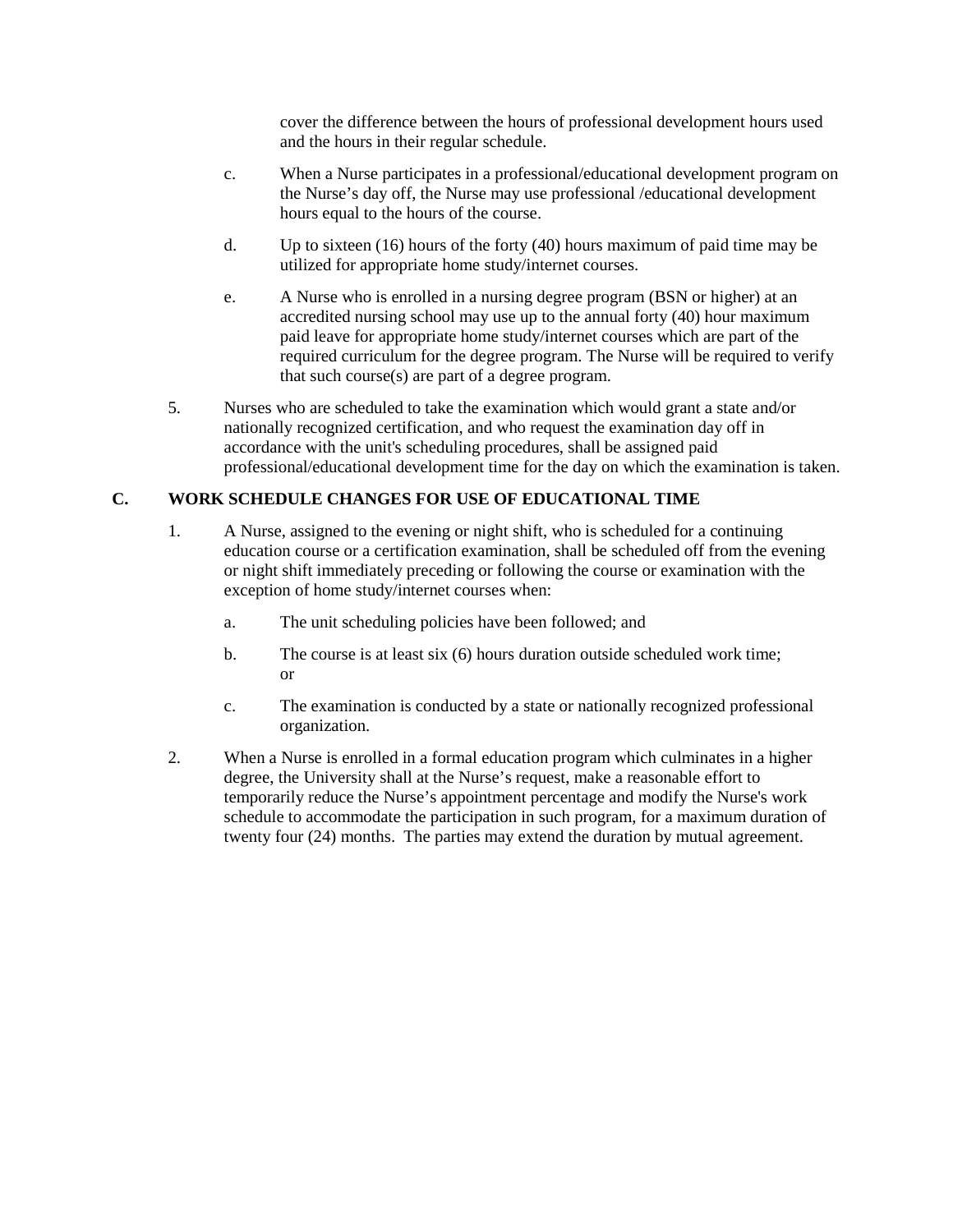cover the difference between the hours of professional development hours used and the hours in their regular schedule.

c. When a Nurse participates in a professional/educational development program on the Nurse's day off, the Nurse may use professional /educational development hours equal to the hours of the course.

d. Up to sixteen (16) hours of the forty (40) hours maximum of paid time may be utilized for appropriate home study/internet courses.

e. A Nurse who is enrolled in a nursing degree program (BSN or higher) at an accredited nursing school may use up to the annual forty (40) hour maximum paid leave for appropriate home study/internet courses which are part of the required curriculum for the degree program. The Nurse will be required to verify that such course(s) are part of a degree program.

5. Nurses who are scheduled to take the examination which would grant a state and/or nationally recognized certification, and who request the examination day off in accordance with the unit's scheduling procedures, shall be assigned paid professional/educational development time for the day on which the examination is taken.

## C. WORK SCHEDULE CHANGES FOR USE OF EDUCATIONAL TIME

1. A Nurse, assigned to the evening or night shift, who is scheduled for a continuing education course or a certification examination, shall be scheduled off from the evening or night shift immediately preceding or following the course or examination with the exception of home study/internet courses when:

   a. The unit scheduling policies have been followed; and

   b. The course is at least six (6) hours duration outside scheduled work time; or

   c. The examination is conducted by a state or nationally recognized professional organization.

2. When a Nurse is enrolled in a formal education program which culminates in a higher degree, the University shall at the Nurse's request, make a reasonable effort to temporarily reduce the Nurse's appointment percentage and modify the Nurse's work schedule to accommodate the participation in such program, for a maximum duration of twenty four (24) months. The parties may extend the duration by mutual agreement.